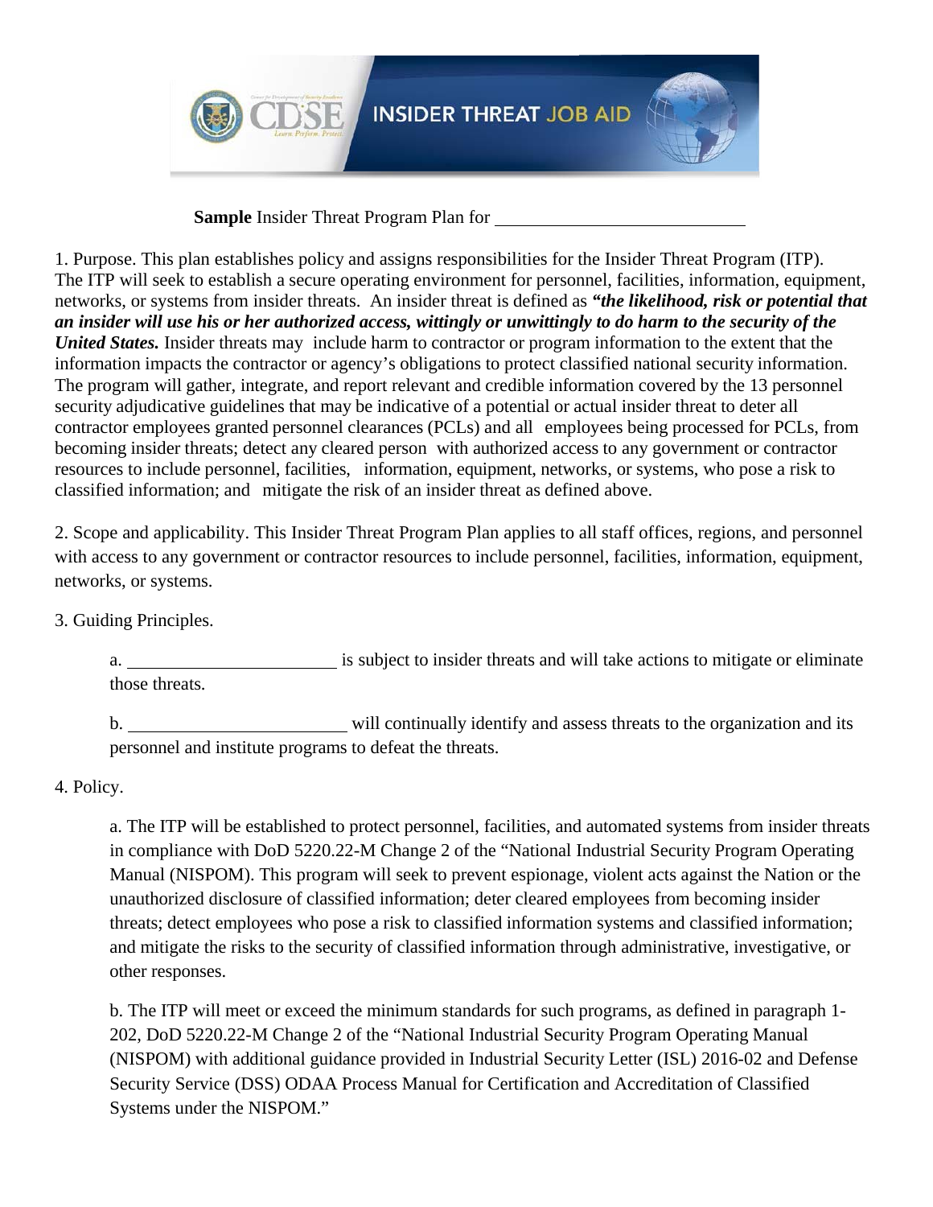**Sample** Insider Threat Program Plan for \_\_\_\_\_\_\_\_\_\_\_\_\_\_\_\_\_\_\_\_\_\_\_\_\_\_\_\_

1. Purpose. This plan establishes policy and assigns responsibilities for the Insider Threat Program (ITP). The ITP will seek to establish a secure operating environment for personnel, facilities, information, equipment, networks, or systems from insider threats. An insider threat is defined as ***"the likelihood, risk or potential that an insider will use his or her authorized access, wittingly or unwittingly to do harm to the security of the United States.*** Insider threats may include harm to contractor or program information to the extent that the information impacts the contractor or agency's obligations to protect classified national security information. The program will gather, integrate, and report relevant and credible information covered by the 13 personnel security adjudicative guidelines that may be indicative of a potential or actual insider threat to deter all contractor employees granted personnel clearances (PCLs) and all employees being processed for PCLs, from becoming insider threats; detect any cleared person with authorized access to any government or contractor resources to include personnel, facilities, information, equipment, networks, or systems, who pose a risk to classified information; and mitigate the risk of an insider threat as defined above.

2. Scope and applicability. This Insider Threat Program Plan applies to all staff offices, regions, and personnel with access to any government or contractor resources to include personnel, facilities, information, equipment, networks, or systems.

3. Guiding Principles.

   a. \_\_\_\_\_\_\_\_\_\_\_\_\_\_\_\_\_\_\_\_\_\_\_\_ is subject to insider threats and will take actions to mitigate or eliminate those threats.

   b. \_\_\_\_\_\_\_\_\_\_\_\_\_\_\_\_\_\_\_\_\_\_\_\_ will continually identify and assess threats to the organization and its personnel and institute programs to defeat the threats.

4. Policy.

   a. The ITP will be established to protect personnel, facilities, and automated systems from insider threats in compliance with DoD 5220.22-M Change 2 of the "National Industrial Security Program Operating Manual (NISPOM). This program will seek to prevent espionage, violent acts against the Nation or the unauthorized disclosure of classified information; deter cleared employees from becoming insider threats; detect employees who pose a risk to classified information systems and classified information; and mitigate the risks to the security of classified information through administrative, investigative, or other responses.

   b. The ITP will meet or exceed the minimum standards for such programs, as defined in paragraph 1-202, DoD 5220.22-M Change 2 of the "National Industrial Security Program Operating Manual (NISPOM) with additional guidance provided in Industrial Security Letter (ISL) 2016-02 and Defense Security Service (DSS) ODAA Process Manual for Certification and Accreditation of Classified Systems under the NISPOM."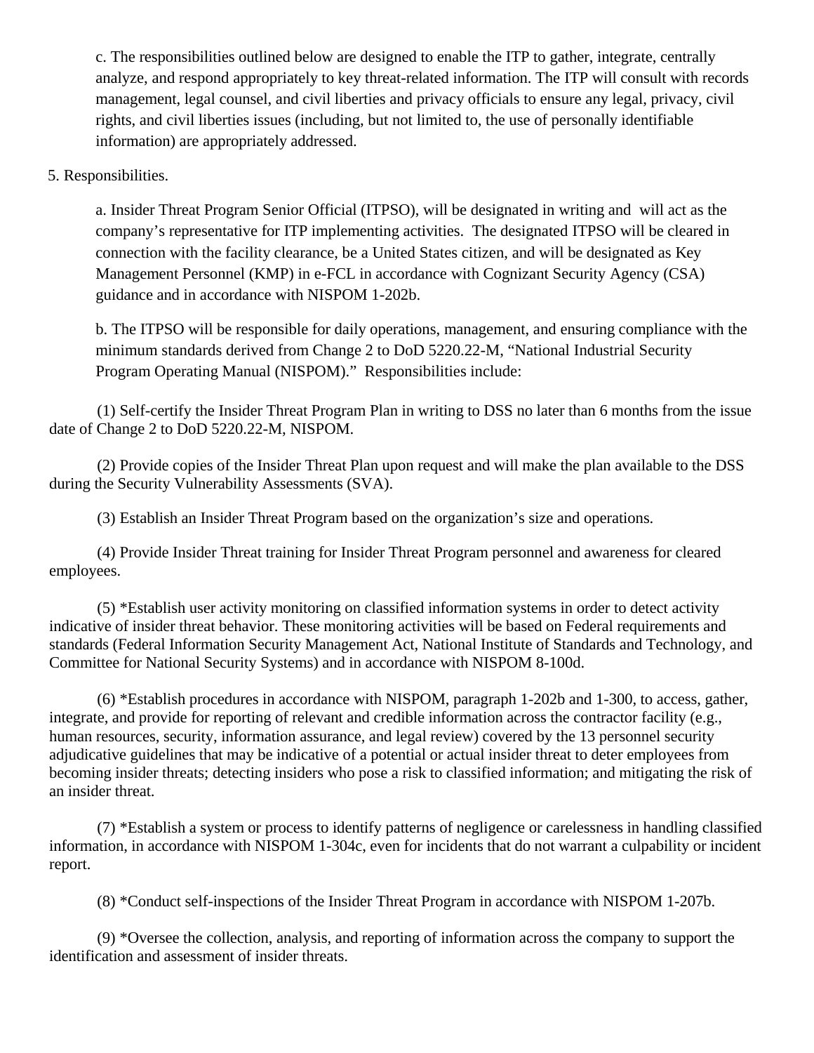c. The responsibilities outlined below are designed to enable the ITP to gather, integrate, centrally analyze, and respond appropriately to key threat-related information. The ITP will consult with records management, legal counsel, and civil liberties and privacy officials to ensure any legal, privacy, civil rights, and civil liberties issues (including, but not limited to, the use of personally identifiable information) are appropriately addressed.

5. Responsibilities.

a. Insider Threat Program Senior Official (ITPSO), will be designated in writing and will act as the company's representative for ITP implementing activities. The designated ITPSO will be cleared in connection with the facility clearance, be a United States citizen, and will be designated as Key Management Personnel (KMP) in e-FCL in accordance with Cognizant Security Agency (CSA) guidance and in accordance with NISPOM 1-202b.

b. The ITPSO will be responsible for daily operations, management, and ensuring compliance with the minimum standards derived from Change 2 to DoD 5220.22-M, "National Industrial Security Program Operating Manual (NISPOM)." Responsibilities include:

(1) Self-certify the Insider Threat Program Plan in writing to DSS no later than 6 months from the issue date of Change 2 to DoD 5220.22-M, NISPOM.

(2) Provide copies of the Insider Threat Plan upon request and will make the plan available to the DSS during the Security Vulnerability Assessments (SVA).

(3) Establish an Insider Threat Program based on the organization's size and operations.

(4) Provide Insider Threat training for Insider Threat Program personnel and awareness for cleared employees.

(5) *Establish user activity monitoring on classified information systems in order to detect activity indicative of insider threat behavior. These monitoring activities will be based on Federal requirements and standards (Federal Information Security Management Act, National Institute of Standards and Technology, and Committee for National Security Systems) and in accordance with NISPOM 8-100d.

(6) *Establish procedures in accordance with NISPOM, paragraph 1-202b and 1-300, to access, gather, integrate, and provide for reporting of relevant and credible information across the contractor facility (e.g., human resources, security, information assurance, and legal review) covered by the 13 personnel security adjudicative guidelines that may be indicative of a potential or actual insider threat to deter employees from becoming insider threats; detecting insiders who pose a risk to classified information; and mitigating the risk of an insider threat.

(7) *Establish a system or process to identify patterns of negligence or carelessness in handling classified information, in accordance with NISPOM 1-304c, even for incidents that do not warrant a culpability or incident report.

(8) *Conduct self-inspections of the Insider Threat Program in accordance with NISPOM 1-207b.

(9) *Oversee the collection, analysis, and reporting of information across the company to support the identification and assessment of insider threats.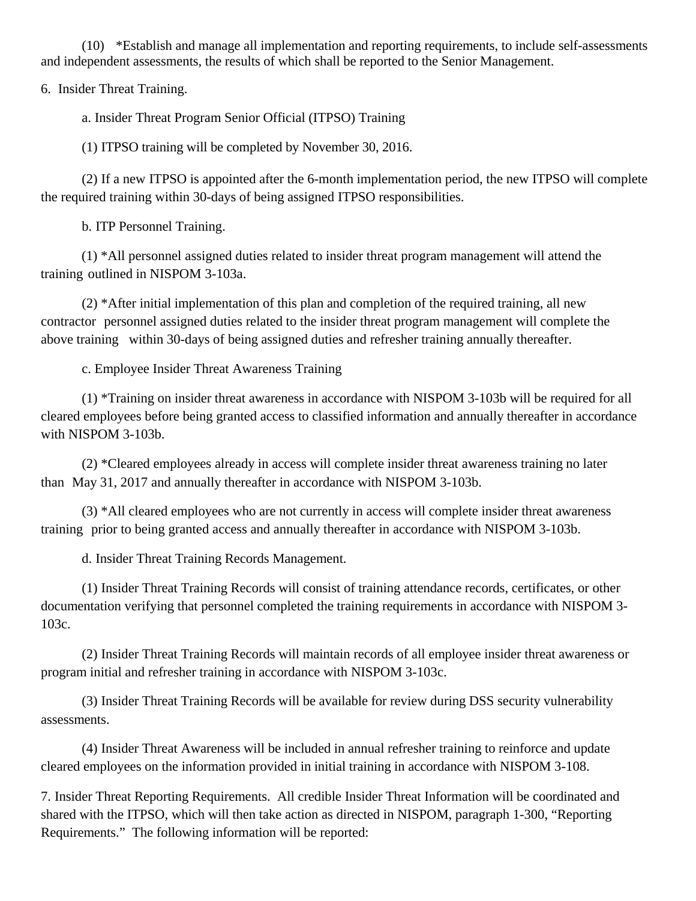(10) *Establish and manage all implementation and reporting requirements, to include self-assessments and independent assessments, the results of which shall be reported to the Senior Management.

6. Insider Threat Training.

a. Insider Threat Program Senior Official (ITPSO) Training

(1) ITPSO training will be completed by November 30, 2016.

(2) If a new ITPSO is appointed after the 6-month implementation period, the new ITPSO will complete the required training within 30-days of being assigned ITPSO responsibilities.

b. ITP Personnel Training.

(1) *All personnel assigned duties related to insider threat program management will attend the training outlined in NISPOM 3-103a.

(2) *After initial implementation of this plan and completion of the required training, all new contractor personnel assigned duties related to the insider threat program management will complete the above training within 30-days of being assigned duties and refresher training annually thereafter.

c. Employee Insider Threat Awareness Training

(1) *Training on insider threat awareness in accordance with NISPOM 3-103b will be required for all cleared employees before being granted access to classified information and annually thereafter in accordance with NISPOM 3-103b.

(2) *Cleared employees already in access will complete insider threat awareness training no later than May 31, 2017 and annually thereafter in accordance with NISPOM 3-103b.

(3) *All cleared employees who are not currently in access will complete insider threat awareness training prior to being granted access and annually thereafter in accordance with NISPOM 3-103b.

d. Insider Threat Training Records Management.

(1) Insider Threat Training Records will consist of training attendance records, certificates, or other documentation verifying that personnel completed the training requirements in accordance with NISPOM 3-103c.

(2) Insider Threat Training Records will maintain records of all employee insider threat awareness or program initial and refresher training in accordance with NISPOM 3-103c.

(3) Insider Threat Training Records will be available for review during DSS security vulnerability assessments.

(4) Insider Threat Awareness will be included in annual refresher training to reinforce and update cleared employees on the information provided in initial training in accordance with NISPOM 3-108.

7. Insider Threat Reporting Requirements. All credible Insider Threat Information will be coordinated and shared with the ITPSO, which will then take action as directed in NISPOM, paragraph 1-300, "Reporting Requirements." The following information will be reported: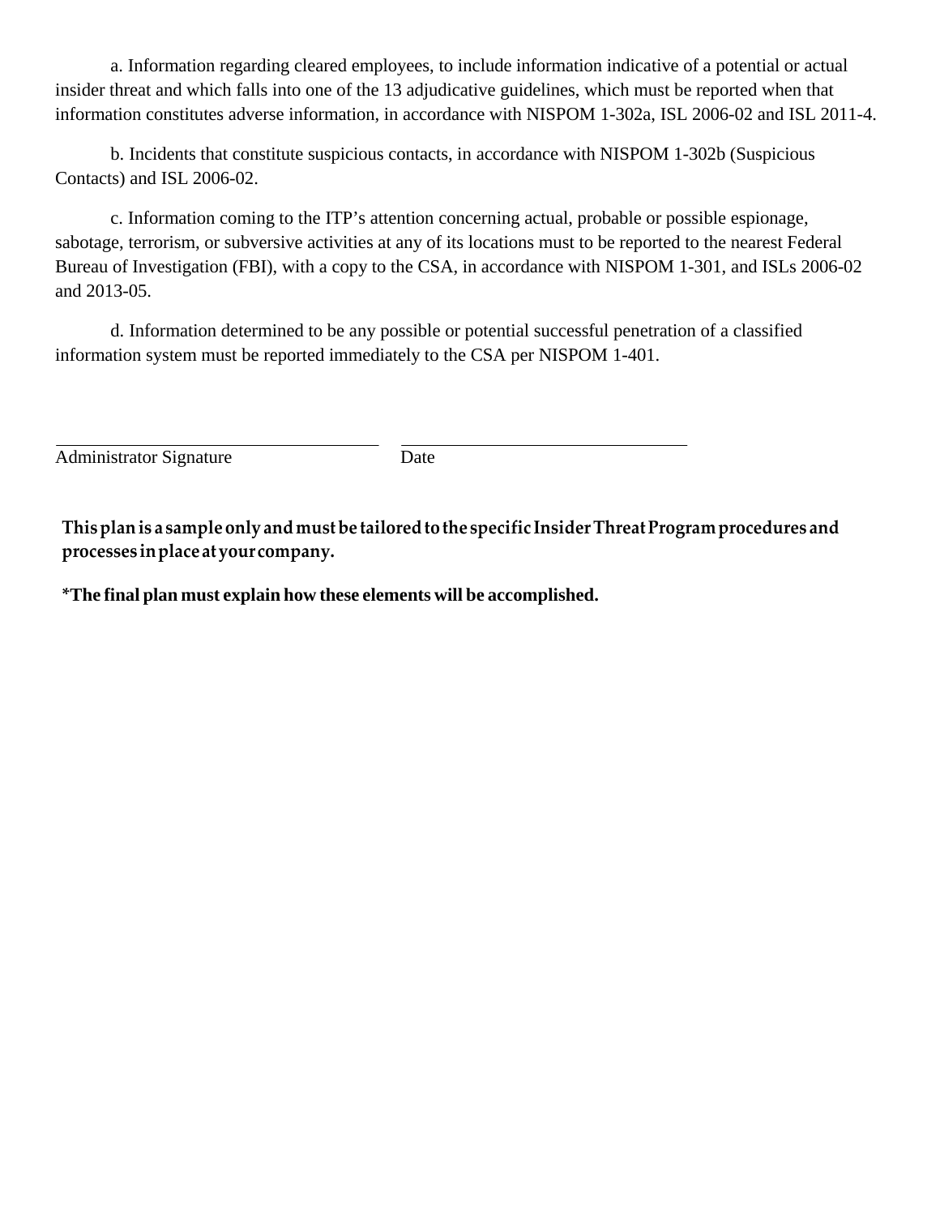a. Information regarding cleared employees, to include information indicative of a potential or actual insider threat and which falls into one of the 13 adjudicative guidelines, which must be reported when that information constitutes adverse information, in accordance with NISPOM 1-302a, ISL 2006-02 and ISL 2011-4.

b. Incidents that constitute suspicious contacts, in accordance with NISPOM 1-302b (Suspicious Contacts) and ISL 2006-02.

c. Information coming to the ITP's attention concerning actual, probable or possible espionage, sabotage, terrorism, or subversive activities at any of its locations must to be reported to the nearest Federal Bureau of Investigation (FBI), with a copy to the CSA, in accordance with NISPOM 1-301, and ISLs 2006-02 and 2013-05.

d. Information determined to be any possible or potential successful penetration of a classified information system must be reported immediately to the CSA per NISPOM 1-401.

\_\_\_\_\_\_\_\_\_\_\_\_\_\_\_\_\_\_\_\_\_\_\_\_\_\_\_\_\_\_ \_\_\_\_\_\_\_\_\_\_\_\_\_\_\_\_\_\_\_\_\_\_\_\_\_\_

Administrator Signature Date

**This plan is a sample only and must be tailored to the specific Insider Threat Program procedures and processes in place at your company.**

**\*The final plan must explain how these elements will be accomplished.**